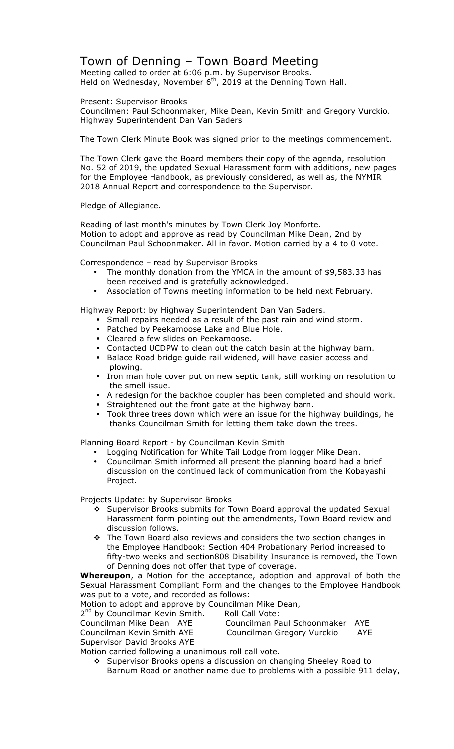# Town of Denning – Town Board Meeting

Meeting called to order at 6:06 p.m. by Supervisor Brooks.
Held on Wednesday, November 6th, 2019 at the Denning Town Hall.

Present: Supervisor Brooks
Councilmen: Paul Schoonmaker, Mike Dean, Kevin Smith and Gregory Vurckio.
Highway Superintendent Dan Van Saders

The Town Clerk Minute Book was signed prior to the meetings commencement.

The Town Clerk gave the Board members their copy of the agenda, resolution No. 52 of 2019, the updated Sexual Harassment form with additions, new pages for the Employee Handbook, as previously considered, as well as, the NYMIR 2018 Annual Report and correspondence to the Supervisor.

Pledge of Allegiance.

Reading of last month's minutes by Town Clerk Joy Monforte.
Motion to adopt and approve as read by Councilman Mike Dean, 2nd by Councilman Paul Schoonmaker. All in favor. Motion carried by a 4 to 0 vote.

Correspondence – read by Supervisor Brooks

- The monthly donation from the YMCA in the amount of $9,583.33 has been received and is gratefully acknowledged.
- Association of Towns meeting information to be held next February.

Highway Report: by Highway Superintendent Dan Van Saders.

- Small repairs needed as a result of the past rain and wind storm.
- Patched by Peekamoose Lake and Blue Hole.
- Cleared a few slides on Peekamoose.
- Contacted UCDPW to clean out the catch basin at the highway barn.
- Balace Road bridge guide rail widened, will have easier access and plowing.
- Iron man hole cover put on new septic tank, still working on resolution to the smell issue.
- A redesign for the backhoe coupler has been completed and should work.
- Straightened out the front gate at the highway barn.
- Took three trees down which were an issue for the highway buildings, he thanks Councilman Smith for letting them take down the trees.

Planning Board Report - by Councilman Kevin Smith

- Logging Notification for White Tail Lodge from logger Mike Dean.
- Councilman Smith informed all present the planning board had a brief discussion on the continued lack of communication from the Kobayashi Project.

Projects Update: by Supervisor Brooks

- Supervisor Brooks submits for Town Board approval the updated Sexual Harassment form pointing out the amendments, Town Board review and discussion follows.
- The Town Board also reviews and considers the two section changes in the Employee Handbook: Section 404 Probationary Period increased to fifty-two weeks and section808 Disability Insurance is removed, the Town of Denning does not offer that type of coverage.

**Whereupon**, a Motion for the acceptance, adoption and approval of both the Sexual Harassment Compliant Form and the changes to the Employee Handbook was put to a vote, and recorded as follows:

Motion to adopt and approve by Councilman Mike Dean,
2nd by Councilman Kevin Smith. Roll Call Vote:

Councilman Mike Dean AYE | Councilman Paul Schoonmaker AYE
Councilman Kevin Smith AYE | Councilman Gregory Vurckio AYE
Supervisor David Brooks AYE

Motion carried following a unanimous roll call vote.

- Supervisor Brooks opens a discussion on changing Sheeley Road to Barnum Road or another name due to problems with a possible 911 delay,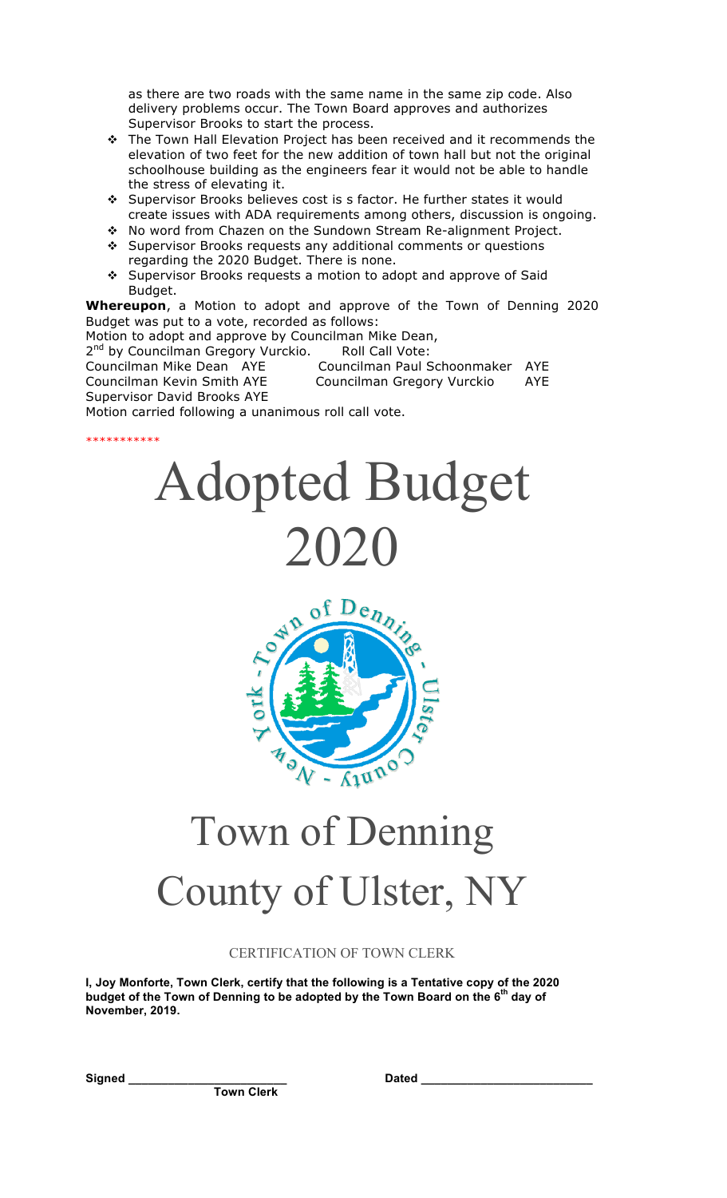as there are two roads with the same name in the same zip code. Also delivery problems occur. The Town Board approves and authorizes Supervisor Brooks to start the process.

- ❖ The Town Hall Elevation Project has been received and it recommends the elevation of two feet for the new addition of town hall but not the original schoolhouse building as the engineers fear it would not be able to handle the stress of elevating it.
- ❖ Supervisor Brooks believes cost is s factor. He further states it would create issues with ADA requirements among others, discussion is ongoing.
- ❖ No word from Chazen on the Sundown Stream Re-alignment Project.
- ❖ Supervisor Brooks requests any additional comments or questions regarding the 2020 Budget. There is none.
- ❖ Supervisor Brooks requests a motion to adopt and approve of Said Budget.

**Whereupon**, a Motion to adopt and approve of the Town of Denning 2020 Budget was put to a vote, recorded as follows:

Motion to adopt and approve by Councilman Mike Dean,
2nd by Councilman Gregory Vurckio. Roll Call Vote:

Councilman Mike Dean AYE
Councilman Paul Schoonmaker AYE
Councilman Kevin Smith AYE
Councilman Gregory Vurckio AYE
Supervisor David Brooks AYE

Motion carried following a unanimous roll call vote.

***********

# Adopted Budget 2020

Town of Denning - Ulster County - New York

# Town of Denning County of Ulster, NY

CERTIFICATION OF TOWN CLERK

**I, Joy Monforte, Town Clerk, certify that the following is a Tentative copy of the 2020 budget of the Town of Denning to be adopted by the Town Board on the 6th day of November, 2019.**

**Signed ________________________** **Dated ________________________**
**Town Clerk**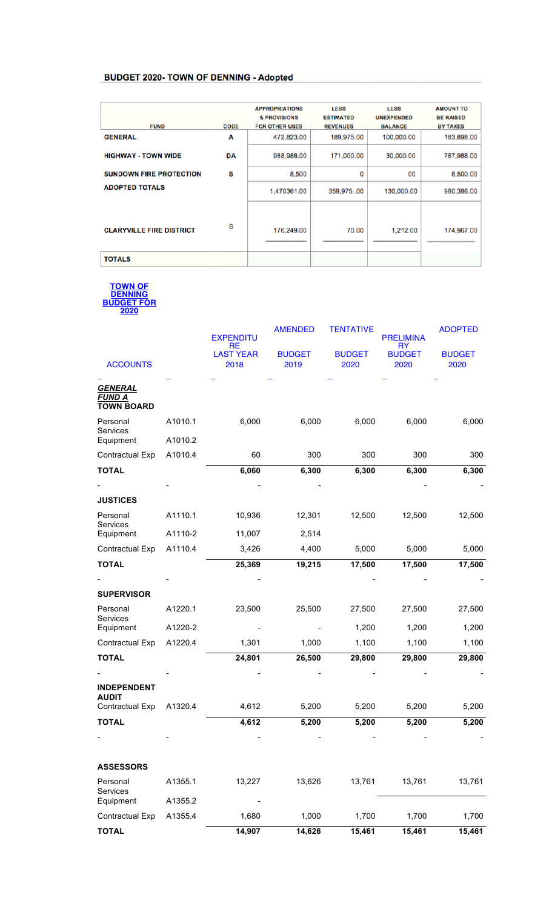## BUDGET 2020- TOWN OF DENNING - Adopted

| FUND | CODE | APPROPRIATIONS & PROVISIONS FOR OTHER USES | LESS ESTIMATED REVENUES | LESS UNEXPENDED BALANCE | AMOUNT TO BE RAISED BY TAXES |
|---|---|---|---|---|---|
| GENERAL | A | 472,823.00 | 189,975.00 | 100,000.00 | 183,898.00 |
| HIGHWAY - TOWN WIDE | DA | 988,988.00 | 171,000.00 | 30,000.00 | 787,988.00 |
| SUNDOWN FIRE PROTECTION | S | 8,500 | 0 | 00 | 8,500.00 |
| ADOPTED TOTALS | | 1,470361.00 | 359,975..00 | 130,000.00 | 980,386.00 |
| CLARYVILLE FIRE DISTRICT | S | 176,249.00 | 70.00 | 1,212.00 | 174,967.00 |
| TOTALS | | | | | |

**TOWN OF DENNING BUDGET FOR 2020**

| ACCOUNTS | | EXPENDITURE LAST YEAR 2018 | AMENDED BUDGET 2019 | TENTATIVE BUDGET 2020 | PRELIMINARY BUDGET 2020 | ADOPTED BUDGET 2020 |
|---|---|---|---|---|---|---|
| ***GENERAL FUND A*** | | | | | | |
| **TOWN BOARD** | | | | | | |
| Personal Services | A1010.1 | 6,000 | 6,000 | 6,000 | 6,000 | 6,000 |
| Equipment | A1010.2 | | | | | |
| Contractual Exp | A1010.4 | 60 | 300 | 300 | 300 | 300 |
| **TOTAL** | | **6,060** | **6,300** | **6,300** | **6,300** | **6,300** |
| - | - | - | - | - | - | - |
| **JUSTICES** | | | | | | |
| Personal Services | A1110.1 | 10,936 | 12,301 | 12,500 | 12,500 | 12,500 |
| Equipment | A1110-2 | 11,007 | 2,514 | | | |
| Contractual Exp | A1110.4 | 3,426 | 4,400 | 5,000 | 5,000 | 5,000 |
| **TOTAL** | | **25,369** | **19,215** | **17,500** | **17,500** | **17,500** |
| - | - | - | - | - | - | - |
| **SUPERVISOR** | | | | | | |
| Personal Services | A1220.1 | 23,500 | 25,500 | 27,500 | 27,500 | 27,500 |
| Equipment | A1220-2 | - | - | 1,200 | 1,200 | 1,200 |
| Contractual Exp | A1220.4 | 1,301 | 1,000 | 1,100 | 1,100 | 1,100 |
| **TOTAL** | | **24,801** | **26,500** | **29,800** | **29,800** | **29,800** |
| - | - | - | - | - | - | - |
| **INDEPENDENT AUDIT** | | | | | | |
| Contractual Exp | A1320.4 | 4,612 | 5,200 | 5,200 | 5,200 | 5,200 |
| **TOTAL** | | **4,612** | **5,200** | **5,200** | **5,200** | **5,200** |
| - | - | - | - | - | - | - |
| **ASSESSORS** | | | | | | |
| Personal Services | A1355.1 | 13,227 | 13,626 | 13,761 | 13,761 | 13,761 |
| Equipment | A1355.2 | - | | | | |
| Contractual Exp | A1355.4 | 1,680 | 1,000 | 1,700 | 1,700 | 1,700 |
| **TOTAL** | | **14,907** | **14,626** | **15,461** | **15,461** | **15,461** |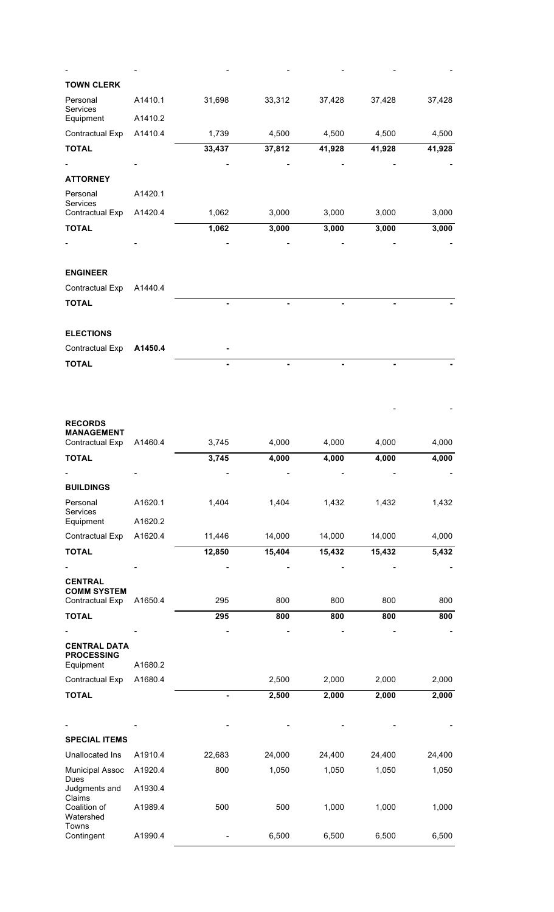| - | - | - | - | - | - | - |
|---|---|---|---|---|---|---|
| **TOWN CLERK** | | | | | | |
| Personal Services | A1410.1 | 31,698 | 33,312 | 37,428 | 37,428 | 37,428 |
| Equipment | A1410.2 | | | | | |
| Contractual Exp | A1410.4 | 1,739 | 4,500 | 4,500 | 4,500 | 4,500 |
| **TOTAL** | | **33,437** | **37,812** | **41,928** | **41,928** | **41,928** |
| - | - | - | - | - | - | - |
| **ATTORNEY** | | | | | | |
| Personal Services | A1420.1 | | | | | |
| Contractual Exp | A1420.4 | 1,062 | 3,000 | 3,000 | 3,000 | 3,000 |
| **TOTAL** | | **1,062** | **3,000** | **3,000** | **3,000** | **3,000** |
| - | - | - | - | - | - | - |
| **ENGINEER** | | | | | | |
| Contractual Exp | A1440.4 | | | | | |
| **TOTAL** | | **-** | **-** | **-** | **-** | **-** |
| **ELECTIONS** | | | | | | |
| Contractual Exp | **A1450.4** | **-** | | | | |
| **TOTAL** | | **-** | **-** | **-** | **-** | **-** |
| | | | | | - | - |
| **RECORDS MANAGEMENT** | | | | | | |
| Contractual Exp | A1460.4 | 3,745 | 4,000 | 4,000 | 4,000 | 4,000 |
| **TOTAL** | | **3,745** | **4,000** | **4,000** | **4,000** | **4,000** |
| - | - | - | - | - | - | - |
| **BUILDINGS** | | | | | | |
| Personal Services | A1620.1 | 1,404 | 1,404 | 1,432 | 1,432 | 1,432 |
| Equipment | A1620.2 | | | | | |
| Contractual Exp | A1620.4 | 11,446 | 14,000 | 14,000 | 14,000 | 4,000 |
| **TOTAL** | | **12,850** | **15,404** | **15,432** | **15,432** | **5,432** |
| - | - | - | - | - | - | - |
| **CENTRAL COMM SYSTEM** | | | | | | |
| Contractual Exp | A1650.4 | 295 | 800 | 800 | 800 | 800 |
| **TOTAL** | | **295** | **800** | **800** | **800** | **800** |
| - | - | - | - | - | - | - |
| **CENTRAL DATA PROCESSING** | | | | | | |
| Equipment | A1680.2 | | | | | |
| Contractual Exp | A1680.4 | | 2,500 | 2,000 | 2,000 | 2,000 |
| **TOTAL** | | **-** | **2,500** | **2,000** | **2,000** | **2,000** |
| - | - | - | - | - | - | - |
| **SPECIAL ITEMS** | | | | | | |
| Unallocated Ins | A1910.4 | 22,683 | 24,000 | 24,400 | 24,400 | 24,400 |
| Municipal Assoc Dues | A1920.4 | 800 | 1,050 | 1,050 | 1,050 | 1,050 |
| Judgments and Claims | A1930.4 | | | | | |
| Coalition of Watershed Towns | A1989.4 | 500 | 500 | 1,000 | 1,000 | 1,000 |
| Contingent | A1990.4 | - | 6,500 | 6,500 | 6,500 | 6,500 |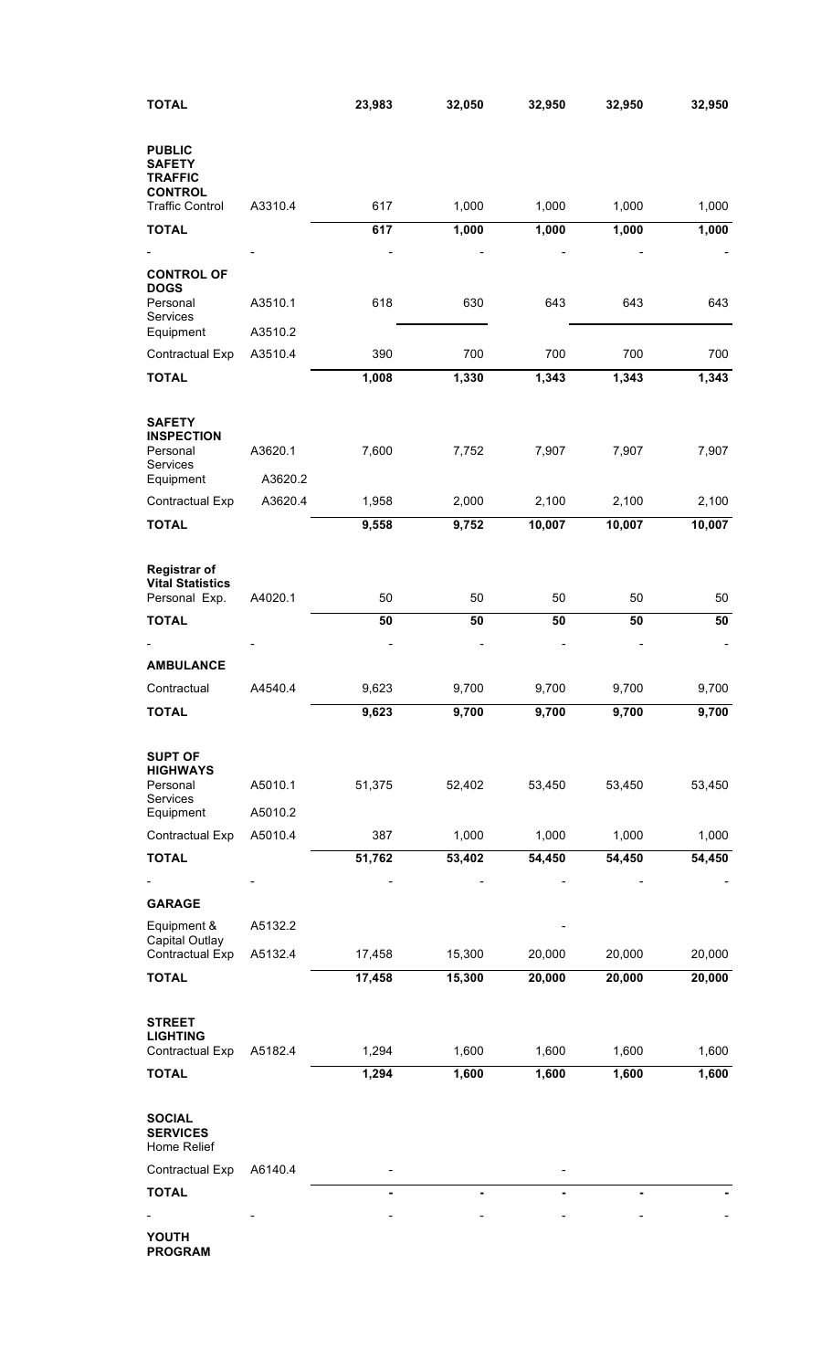| | | | | | | |
|---|---|---|---|---|---|---|
| **TOTAL** | | **23,983** | **32,050** | **32,950** | **32,950** | **32,950** |
| **PUBLIC SAFETY TRAFFIC CONTROL** | | | | | | |
| Traffic Control | A3310.4 | 617 | 1,000 | 1,000 | 1,000 | 1,000 |
| **TOTAL** | | **617** | **1,000** | **1,000** | **1,000** | **1,000** |
| - | - | - | - | - | - | - |
| **CONTROL OF DOGS** | | | | | | |
| Personal Services | A3510.1 | 618 | 630 | 643 | 643 | 643 |
| Equipment | A3510.2 | | | | | |
| Contractual Exp | A3510.4 | 390 | 700 | 700 | 700 | 700 |
| **TOTAL** | | **1,008** | **1,330** | **1,343** | **1,343** | **1,343** |
| **SAFETY INSPECTION** | | | | | | |
| Personal Services | A3620.1 | 7,600 | 7,752 | 7,907 | 7,907 | 7,907 |
| Equipment | A3620.2 | | | | | |
| Contractual Exp | A3620.4 | 1,958 | 2,000 | 2,100 | 2,100 | 2,100 |
| **TOTAL** | | **9,558** | **9,752** | **10,007** | **10,007** | **10,007** |
| **Registrar of Vital Statistics** | | | | | | |
| Personal Exp. | A4020.1 | 50 | 50 | 50 | 50 | 50 |
| **TOTAL** | | **50** | **50** | **50** | **50** | **50** |
| - | - | - | - | - | - | - |
| **AMBULANCE** | | | | | | |
| Contractual | A4540.4 | 9,623 | 9,700 | 9,700 | 9,700 | 9,700 |
| **TOTAL** | | **9,623** | **9,700** | **9,700** | **9,700** | **9,700** |
| **SUPT OF HIGHWAYS** | | | | | | |
| Personal Services | A5010.1 | 51,375 | 52,402 | 53,450 | 53,450 | 53,450 |
| Equipment | A5010.2 | | | | | |
| Contractual Exp | A5010.4 | 387 | 1,000 | 1,000 | 1,000 | 1,000 |
| **TOTAL** | | **51,762** | **53,402** | **54,450** | **54,450** | **54,450** |
| - | - | - | - | - | - | - |
| **GARAGE** | | | | | | |
| Equipment & Capital Outlay | A5132.2 | | | - | | |
| Contractual Exp | A5132.4 | 17,458 | 15,300 | 20,000 | 20,000 | 20,000 |
| **TOTAL** | | **17,458** | **15,300** | **20,000** | **20,000** | **20,000** |
| **STREET LIGHTING** | | | | | | |
| Contractual Exp | A5182.4 | 1,294 | 1,600 | 1,600 | 1,600 | 1,600 |
| **TOTAL** | | **1,294** | **1,600** | **1,600** | **1,600** | **1,600** |
| **SOCIAL SERVICES** Home Relief | | | | | | |
| Contractual Exp | A6140.4 | - | | - | | |
| **TOTAL** | | **-** | **-** | **-** | **-** | **-** |
| - | - | - | - | - | - | - |
| **YOUTH PROGRAM** | | | | | | |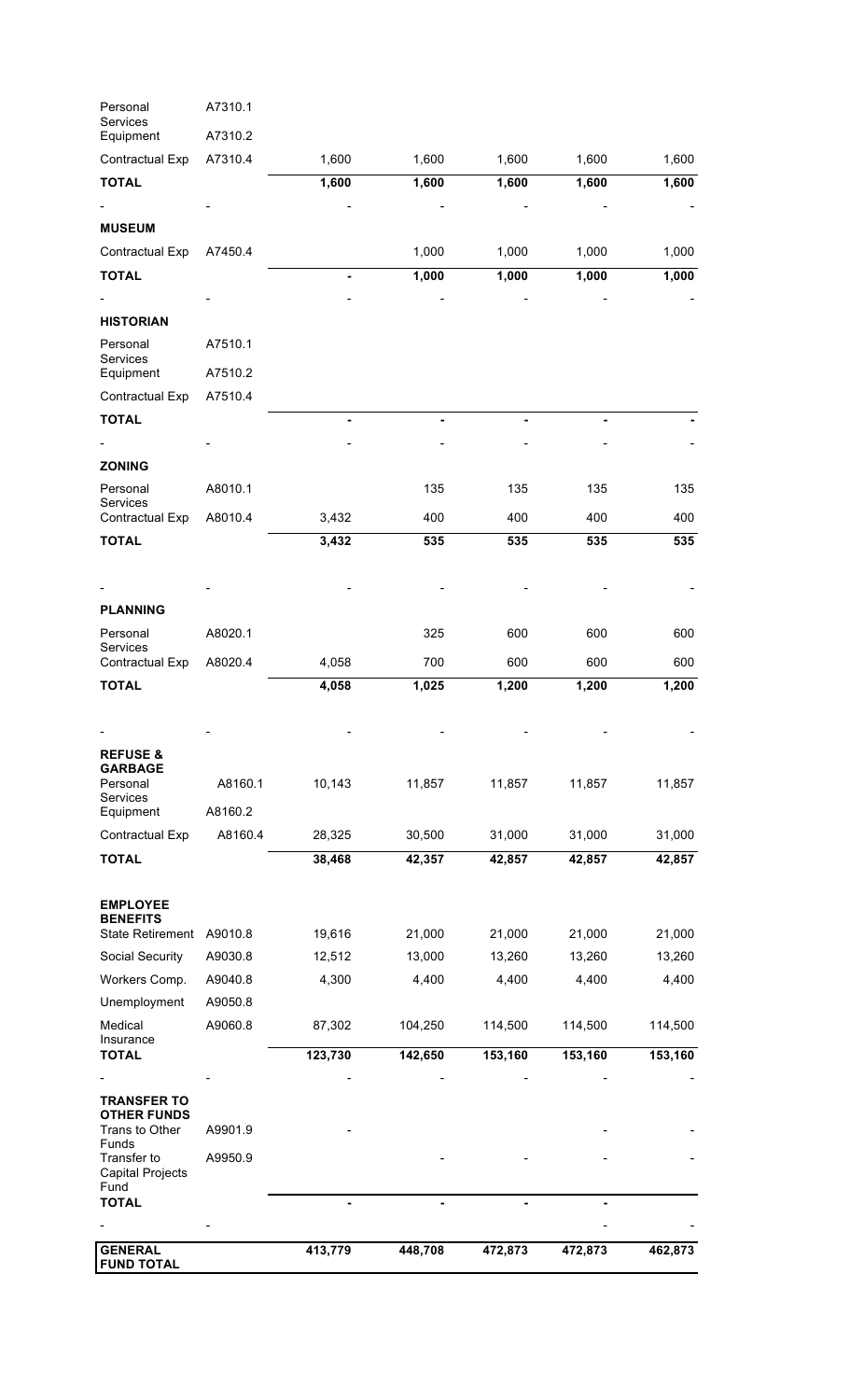| | | | | | | |
|---|---|---|---|---|---|---|
| Personal Services | A7310.1 | | | | | |
| Equipment | A7310.2 | | | | | |
| Contractual Exp | A7310.4 | 1,600 | 1,600 | 1,600 | 1,600 | 1,600 |
| **TOTAL** | | **1,600** | **1,600** | **1,600** | **1,600** | **1,600** |
| - | - | - | - | - | - | - |
| **MUSEUM** | | | | | | |
| Contractual Exp | A7450.4 | | 1,000 | 1,000 | 1,000 | 1,000 |
| **TOTAL** | | **-** | **1,000** | **1,000** | **1,000** | **1,000** |
| - | - | - | - | - | - | - |
| **HISTORIAN** | | | | | | |
| Personal Services | A7510.1 | | | | | |
| Equipment | A7510.2 | | | | | |
| Contractual Exp | A7510.4 | | | | | |
| **TOTAL** | | **-** | **-** | **-** | **-** | **-** |
| - | - | - | - | - | - | - |
| **ZONING** | | | | | | |
| Personal Services | A8010.1 | | 135 | 135 | 135 | 135 |
| Contractual Exp | A8010.4 | 3,432 | 400 | 400 | 400 | 400 |
| **TOTAL** | | **3,432** | **535** | **535** | **535** | **535** |
| - | - | - | - | - | - | - |
| **PLANNING** | | | | | | |
| Personal Services | A8020.1 | | 325 | 600 | 600 | 600 |
| Contractual Exp | A8020.4 | 4,058 | 700 | 600 | 600 | 600 |
| **TOTAL** | | **4,058** | **1,025** | **1,200** | **1,200** | **1,200** |
| - | - | - | - | - | - | - |
| **REFUSE & GARBAGE** | | | | | | |
| Personal Services | A8160.1 | 10,143 | 11,857 | 11,857 | 11,857 | 11,857 |
| Equipment | A8160.2 | | | | | |
| Contractual Exp | A8160.4 | 28,325 | 30,500 | 31,000 | 31,000 | 31,000 |
| **TOTAL** | | **38,468** | **42,357** | **42,857** | **42,857** | **42,857** |
| **EMPLOYEE BENEFITS** | | | | | | |
| State Retirement | A9010.8 | 19,616 | 21,000 | 21,000 | 21,000 | 21,000 |
| Social Security | A9030.8 | 12,512 | 13,000 | 13,260 | 13,260 | 13,260 |
| Workers Comp. | A9040.8 | 4,300 | 4,400 | 4,400 | 4,400 | 4,400 |
| Unemployment | A9050.8 | | | | | |
| Medical Insurance | A9060.8 | 87,302 | 104,250 | 114,500 | 114,500 | 114,500 |
| **TOTAL** | | **123,730** | **142,650** | **153,160** | **153,160** | **153,160** |
| - | - | - | - | - | - | - |
| **TRANSFER TO OTHER FUNDS** | | | | | | |
| Trans to Other Funds | A9901.9 | - | | | - | - |
| Transfer to Capital Projects Fund | A9950.9 | | - | - | - | - |
| **TOTAL** | | **-** | **-** | **-** | **-** | |
| - | - | | | | - | - |
| **GENERAL FUND TOTAL** | | **413,779** | **448,708** | **472,873** | **472,873** | **462,873** |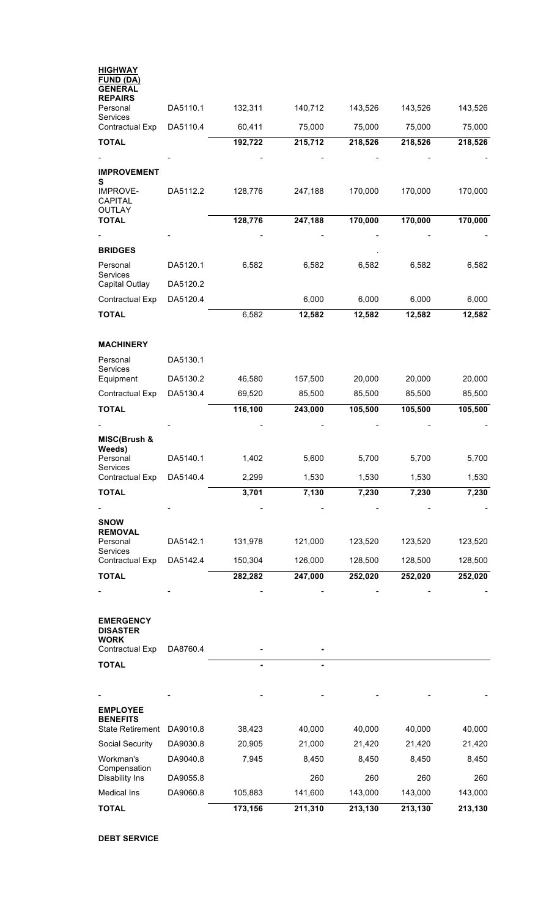| | | | | | | |
|---|---|---|---|---|---|---|
| **HIGHWAY FUND (DA) GENERAL REPAIRS** | | | | | | |
| Personal Services | DA5110.1 | 132,311 | 140,712 | 143,526 | 143,526 | 143,526 |
| Contractual Exp | DA5110.4 | 60,411 | 75,000 | 75,000 | 75,000 | 75,000 |
| **TOTAL** | | **192,722** | **215,712** | **218,526** | **218,526** | **218,526** |
| - | - | - | - | - | - | - |
| **IMPROVEMENTS** | | | | | | |
| IMPROVE-CAPITAL OUTLAY | DA5112.2 | 128,776 | 247,188 | 170,000 | 170,000 | 170,000 |
| **TOTAL** | | **128,776** | **247,188** | **170,000** | **170,000** | **170,000** |
| - | - | - | - | - | - | - |
| **BRIDGES** | | | | . | | |
| Personal Services | DA5120.1 | 6,582 | 6,582 | 6,582 | 6,582 | 6,582 |
| Capital Outlay | DA5120.2 | | | | | |
| Contractual Exp | DA5120.4 | | 6,000 | 6,000 | 6,000 | 6,000 |
| **TOTAL** | | 6,582 | **12,582** | **12,582** | **12,582** | **12,582** |
| **MACHINERY** | | | | | | |
| Personal Services | DA5130.1 | | | | | |
| Equipment | DA5130.2 | 46,580 | 157,500 | 20,000 | 20,000 | 20,000 |
| Contractual Exp | DA5130.4 | 69,520 | 85,500 | 85,500 | 85,500 | 85,500 |
| **TOTAL** | | **116,100** | **243,000** | **105,500** | **105,500** | **105,500** |
| - | - | - | - | - | - | - |
| **MISC(Brush & Weeds)** | | | | | | |
| Personal Services | DA5140.1 | 1,402 | 5,600 | 5,700 | 5,700 | 5,700 |
| Contractual Exp | DA5140.4 | 2,299 | 1,530 | 1,530 | 1,530 | 1,530 |
| **TOTAL** | | **3,701** | **7,130** | **7,230** | **7,230** | **7,230** |
| - | - | - | - | - | - | - |
| **SNOW REMOVAL** | | | | | | |
| Personal Services | DA5142.1 | 131,978 | 121,000 | 123,520 | 123,520 | 123,520 |
| Contractual Exp | DA5142.4 | 150,304 | 126,000 | 128,500 | 128,500 | 128,500 |
| **TOTAL** | | **282,282** | **247,000** | **252,020** | **252,020** | **252,020** |
| - | - | - | - | - | - | - |
| **EMERGENCY DISASTER WORK** | | | | | | |
| Contractual Exp | DA8760.4 | - | **-** | | | |
| **TOTAL** | | **-** | **-** | | | |
| - | - | - | - | - | - | - |
| **EMPLOYEE BENEFITS** | | | | | | |
| State Retirement | DA9010.8 | 38,423 | 40,000 | 40,000 | 40,000 | 40,000 |
| Social Security | DA9030.8 | 20,905 | 21,000 | 21,420 | 21,420 | 21,420 |
| Workman's Compensation | DA9040.8 | 7,945 | 8,450 | 8,450 | 8,450 | 8,450 |
| Disability Ins | DA9055.8 | | 260 | 260 | 260 | 260 |
| Medical Ins | DA9060.8 | 105,883 | 141,600 | 143,000 | 143,000 | 143,000 |
| **TOTAL** | | **173,156** | **211,310** | **213,130** | **213,130** | **213,130** |

**DEBT SERVICE**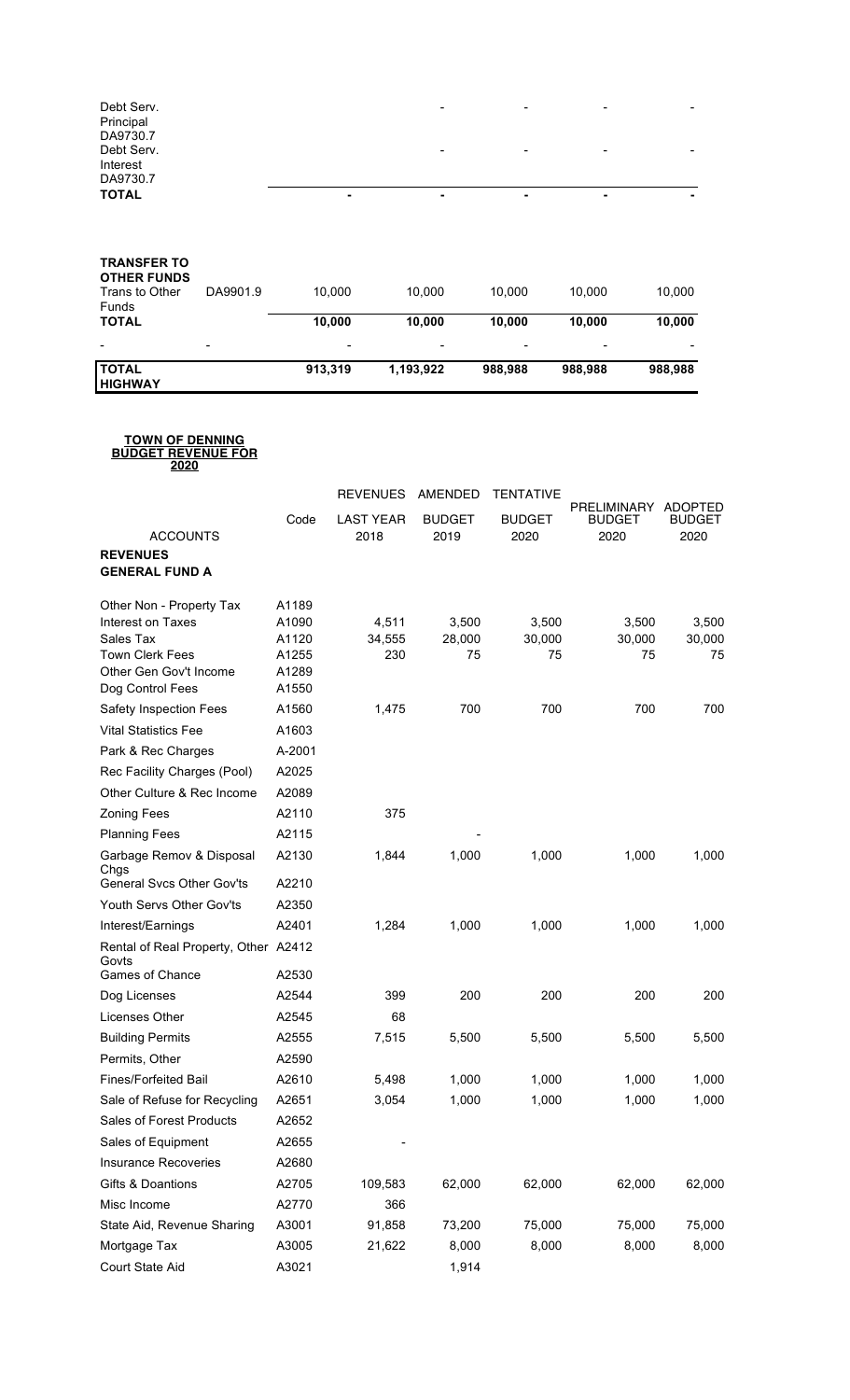| | | | | | | |
|---|---|---|---|---|---|---|
| Debt Serv. Principal DA9730.7 | | | - | - | - | - |
| Debt Serv. Interest DA9730.7 | | | - | - | - | - |
| **TOTAL** | | - | - | - | - | - |

| | | | | | | |
|---|---|---|---|---|---|---|
| **TRANSFER TO OTHER FUNDS** | | | | | | |
| Trans to Other Funds | DA9901.9 | 10,000 | 10,000 | 10,000 | 10,000 | 10,000 |
| **TOTAL** | | **10,000** | **10,000** | **10,000** | **10,000** | **10,000** |
| - | - | - | - | - | - | - |
| **TOTAL HIGHWAY** | | **913,319** | **1,193,922** | **988,988** | **988,988** | **988,988** |

**TOWN OF DENNING BUDGET REVENUE FOR 2020**

| ACCOUNTS | Code | REVENUES LAST YEAR 2018 | AMENDED BUDGET 2019 | TENTATIVE BUDGET 2020 | PRELIMINARY BUDGET 2020 | ADOPTED BUDGET 2020 |
|---|---|---|---|---|---|---|
| **REVENUES** | | | | | | |
| **GENERAL FUND A** | | | | | | |
| Other Non - Property Tax | A1189 | | | | | |
| Interest on Taxes | A1090 | 4,511 | 3,500 | 3,500 | 3,500 | 3,500 |
| Sales Tax | A1120 | 34,555 | 28,000 | 30,000 | 30,000 | 30,000 |
| Town Clerk Fees | A1255 | 230 | 75 | 75 | 75 | 75 |
| Other Gen Gov't Income | A1289 | | | | | |
| Dog Control Fees | A1550 | | | | | |
| Safety Inspection Fees | A1560 | 1,475 | 700 | 700 | 700 | 700 |
| Vital Statistics Fee | A1603 | | | | | |
| Park & Rec Charges | A-2001 | | | | | |
| Rec Facility Charges (Pool) | A2025 | | | | | |
| Other Culture & Rec Income | A2089 | | | | | |
| Zoning Fees | A2110 | 375 | | | | |
| Planning Fees | A2115 | | - | | | |
| Garbage Remov & Disposal Chgs | A2130 | 1,844 | 1,000 | 1,000 | 1,000 | 1,000 |
| General Svcs Other Gov'ts | A2210 | | | | | |
| Youth Servs Other Gov'ts | A2350 | | | | | |
| Interest/Earnings | A2401 | 1,284 | 1,000 | 1,000 | 1,000 | 1,000 |
| Rental of Real Property, Other Govts | A2412 | | | | | |
| Games of Chance | A2530 | | | | | |
| Dog Licenses | A2544 | 399 | 200 | 200 | 200 | 200 |
| Licenses Other | A2545 | 68 | | | | |
| Building Permits | A2555 | 7,515 | 5,500 | 5,500 | 5,500 | 5,500 |
| Permits, Other | A2590 | | | | | |
| Fines/Forfeited Bail | A2610 | 5,498 | 1,000 | 1,000 | 1,000 | 1,000 |
| Sale of Refuse for Recycling | A2651 | 3,054 | 1,000 | 1,000 | 1,000 | 1,000 |
| Sales of Forest Products | A2652 | | | | | |
| Sales of Equipment | A2655 | - | | | | |
| Insurance Recoveries | A2680 | | | | | |
| Gifts & Doantions | A2705 | 109,583 | 62,000 | 62,000 | 62,000 | 62,000 |
| Misc Income | A2770 | 366 | | | | |
| State Aid, Revenue Sharing | A3001 | 91,858 | 73,200 | 75,000 | 75,000 | 75,000 |
| Mortgage Tax | A3005 | 21,622 | 8,000 | 8,000 | 8,000 | 8,000 |
| Court State Aid | A3021 | | 1,914 | | | |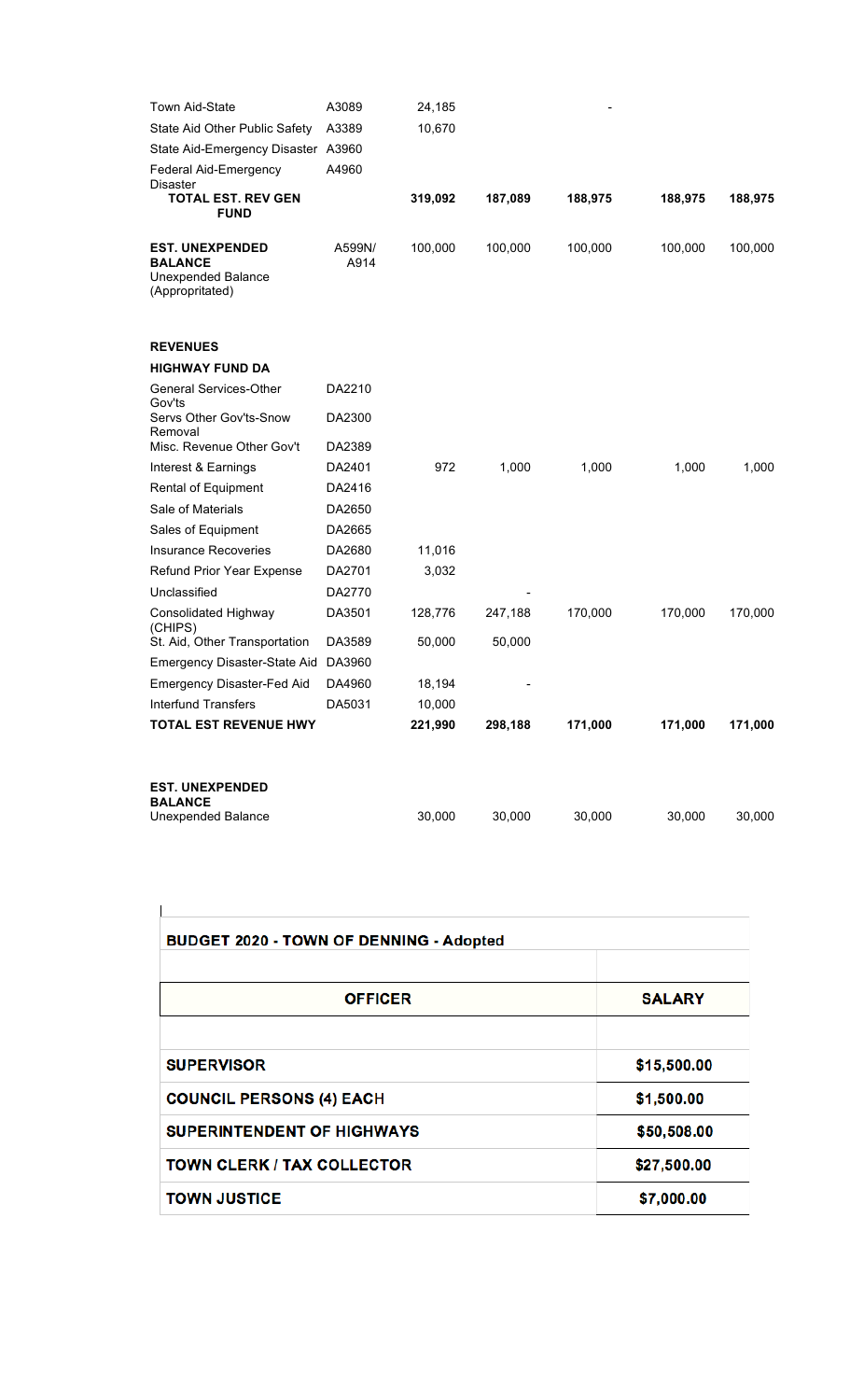| | | | | | | |
|---|---|---|---|---|---|---|
| Town Aid-State | A3089 | 24,185 | | - | | |
| State Aid Other Public Safety | A3389 | 10,670 | | | | |
| State Aid-Emergency Disaster | A3960 | | | | | |
| Federal Aid-Emergency Disaster | A4960 | | | | | |
| **TOTAL EST. REV GEN FUND** | | **319,092** | **187,089** | **188,975** | **188,975** | **188,975** |
| **EST. UNEXPENDED BALANCE** Unexpended Balance (Appropritated) | A599N/ A914 | 100,000 | 100,000 | 100,000 | 100,000 | 100,000 |
| **REVENUES** | | | | | | |
| **HIGHWAY FUND DA** | | | | | | |
| General Services-Other Gov'ts | DA2210 | | | | | |
| Servs Other Gov'ts-Snow Removal | DA2300 | | | | | |
| Misc. Revenue Other Gov't | DA2389 | | | | | |
| Interest & Earnings | DA2401 | 972 | 1,000 | 1,000 | 1,000 | 1,000 |
| Rental of Equipment | DA2416 | | | | | |
| Sale of Materials | DA2650 | | | | | |
| Sales of Equipment | DA2665 | | | | | |
| Insurance Recoveries | DA2680 | 11,016 | | | | |
| Refund Prior Year Expense | DA2701 | 3,032 | | | | |
| Unclassified | DA2770 | | - | | | |
| Consolidated Highway (CHIPS) | DA3501 | 128,776 | 247,188 | 170,000 | 170,000 | 170,000 |
| St. Aid, Other Transportation | DA3589 | 50,000 | 50,000 | | | |
| Emergency Disaster-State Aid | DA3960 | | | | | |
| Emergency Disaster-Fed Aid | DA4960 | 18,194 | - | | | |
| Interfund Transfers | DA5031 | 10,000 | | | | |
| **TOTAL EST REVENUE HWY** | | **221,990** | **298,188** | **171,000** | **171,000** | **171,000** |
| **EST. UNEXPENDED BALANCE** Unexpended Balance | | 30,000 | 30,000 | 30,000 | 30,000 | 30,000 |

**BUDGET 2020 - TOWN OF DENNING - Adopted**

| OFFICER | SALARY |
|---|---|
| **SUPERVISOR** | $15,500.00 |
| **COUNCIL PERSONS (4) EACH** | $1,500.00 |
| **SUPERINTENDENT OF HIGHWAYS** | $50,508.00 |
| **TOWN CLERK / TAX COLLECTOR** | $27,500.00 |
| **TOWN JUSTICE** | $7,000.00 |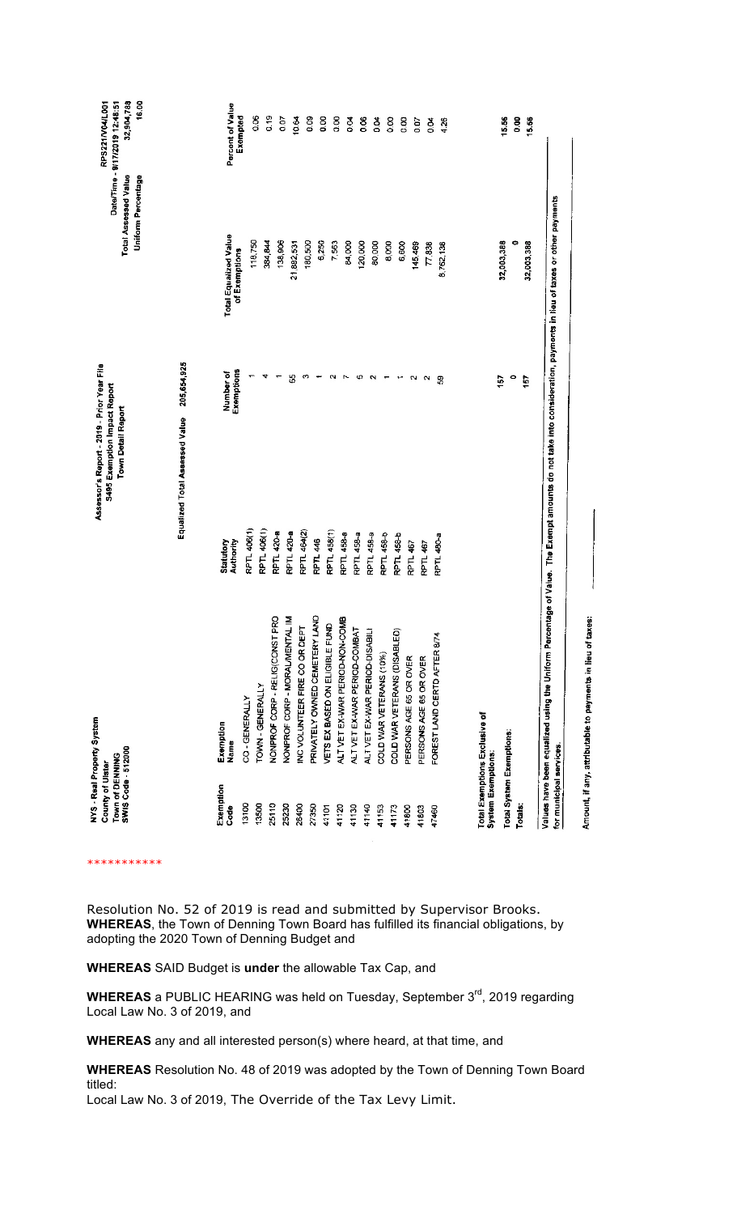NYS - Real Property System
County of Ulster
Town of DENNING
SWIS Code - 512000

Assessor's Report - 2019 - Prior Year File
S495 Exemption Impact Report
Town Detail Report

RPS221/V04/L001
Date/Time - 9/17/2019 12:45:51
Total Assessed Value 32,904,788
Uniform Percentage 16.00

Equalized Total Assessed Value 205,654,925

| Exemption Code | Exemption Name | Statutory Authority | Number of Exemptions | Total Equalized Value of Exemptions | Percent of Value Exempted |
|---|---|---|---|---|---|
| 13100 | CO - GENERALLY | RPTL 406(1) | 1 | 118,750 | 0.06 |
| 13500 | TOWN - GENERALLY | RPTL 406(1) | 4 | 384,844 | 0.19 |
| 25110 | NONPROF CORP - RELIG(CONST PRO | RPTL 420-a | 1 | 138,906 | 0.07 |
| 25230 | NONPROF CORP - MORAL/MENTAL IM | RPTL 420-a | 55 | 21,882,531 | 10.64 |
| 26400 | INC VOLUNTEER FIRE CO OR DEPT | RPTL 464(2) | 3 | 180,500 | 0.09 |
| 27350 | PRIVATELY OWNED CEMETERY LAND | RPTL 446 | 1 | 6,250 | 0.00 |
| 41101 | VETS EX BASED ON ELIGIBLE FUND | RPTL 458(1) | 2 | 7,563 | 0.00 |
| 41120 | ALT VET EX-WAR PERIOD-NON-COMB | RPTL 458-a | 7 | 84,000 | 0.04 |
| 41130 | ALT VET EX-WAR PERIOD-COMBAT | RPTL 458-a | 6 | 120,000 | 0.06 |
| 41140 | ALT VET EX-WAR PERIOD-DISABILI | RPTL 458-a | 2 | 80,000 | 0.04 |
| 41153 | COLD WAR VETERANS (10%) | RPTL 458-b | 1 | 6,000 | 0.00 |
| 41173 | COLD WAR VETERANS (DISABLED) | RPTL 458-b | 1 | 6,600 | 0.00 |
| 41800 | PERSONS AGE 65 OR OVER | RPTL 467 | 2 | 145,469 | 0.07 |
| 41803 | PERSONS AGE 65 OR OVER | RPTL 467 | 2 | 77,838 | 0.04 |
| 47460 | FOREST LAND CERTD AFTER 8/74 | RPTL 480-a | 59 | 8,762,138 | 4.26 |
| Total Exemptions Exclusive of System Exemptions: | | | 157 | 32,003,388 | 15.56 |
| Total System Exemptions: | | | 0 | 0 | 0.00 |
| Totals: | | | 157 | 32,003,388 | 15.56 |

Values have been equalized using the Uniform Percentage of Value. The Exempt amounts do not take into consideration, payments in lieu of taxes or other payments for municipal services.

Amount, if any, attributable to payments in lieu of taxes: ____________

***********

Resolution No. 52 of 2019 is read and submitted by Supervisor Brooks.
**WHEREAS**, the Town of Denning Town Board has fulfilled its financial obligations, by adopting the 2020 Town of Denning Budget and

**WHEREAS** SAID Budget is **under** the allowable Tax Cap, and

**WHEREAS** a PUBLIC HEARING was held on Tuesday, September 3rd, 2019 regarding Local Law No. 3 of 2019, and

**WHEREAS** any and all interested person(s) where heard, at that time, and

**WHEREAS** Resolution No. 48 of 2019 was adopted by the Town of Denning Town Board titled:
Local Law No. 3 of 2019, The Override of the Tax Levy Limit.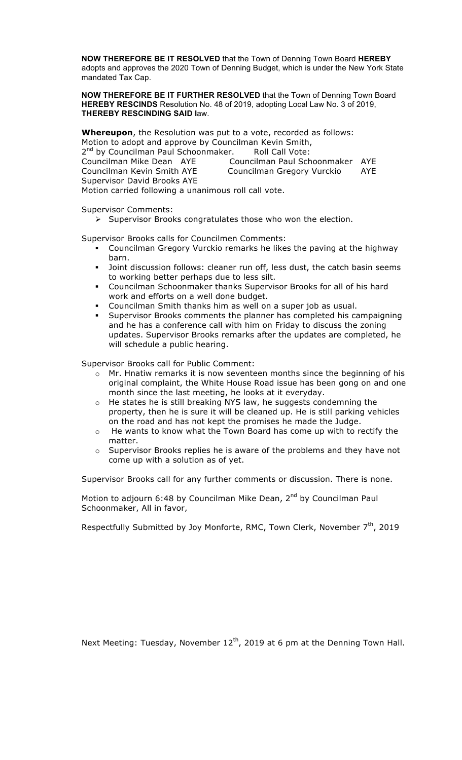**NOW THEREFORE BE IT RESOLVED** that the Town of Denning Town Board **HEREBY** adopts and approves the 2020 Town of Denning Budget, which is under the New York State mandated Tax Cap.

**NOW THEREFORE BE IT FURTHER RESOLVED** that the Town of Denning Town Board **HEREBY RESCINDS** Resolution No. 48 of 2019, adopting Local Law No. 3 of 2019, **THEREBY RESCINDING SAID l**aw.

**Whereupon**, the Resolution was put to a vote, recorded as follows:
Motion to adopt and approve by Councilman Kevin Smith,
2nd by Councilman Paul Schoonmaker. Roll Call Vote:
Councilman Mike Dean AYE Councilman Paul Schoonmaker AYE
Councilman Kevin Smith AYE Councilman Gregory Vurckio AYE
Supervisor David Brooks AYE
Motion carried following a unanimous roll call vote.

Supervisor Comments:

- Supervisor Brooks congratulates those who won the election.

Supervisor Brooks calls for Councilmen Comments:

- Councilman Gregory Vurckio remarks he likes the paving at the highway barn.
- Joint discussion follows: cleaner run off, less dust, the catch basin seems to working better perhaps due to less silt.
- Councilman Schoonmaker thanks Supervisor Brooks for all of his hard work and efforts on a well done budget.
- Councilman Smith thanks him as well on a super job as usual.
- Supervisor Brooks comments the planner has completed his campaigning and he has a conference call with him on Friday to discuss the zoning updates. Supervisor Brooks remarks after the updates are completed, he will schedule a public hearing.

Supervisor Brooks call for Public Comment:

- Mr. Hnatiw remarks it is now seventeen months since the beginning of his original complaint, the White House Road issue has been gong on and one month since the last meeting, he looks at it everyday.
- He states he is still breaking NYS law, he suggests condemning the property, then he is sure it will be cleaned up. He is still parking vehicles on the road and has not kept the promises he made the Judge.
- He wants to know what the Town Board has come up with to rectify the matter.
- Supervisor Brooks replies he is aware of the problems and they have not come up with a solution as of yet.

Supervisor Brooks call for any further comments or discussion. There is none.

Motion to adjourn 6:48 by Councilman Mike Dean, 2nd by Councilman Paul Schoonmaker, All in favor,

Respectfully Submitted by Joy Monforte, RMC, Town Clerk, November 7th, 2019

Next Meeting: Tuesday, November 12th, 2019 at 6 pm at the Denning Town Hall.